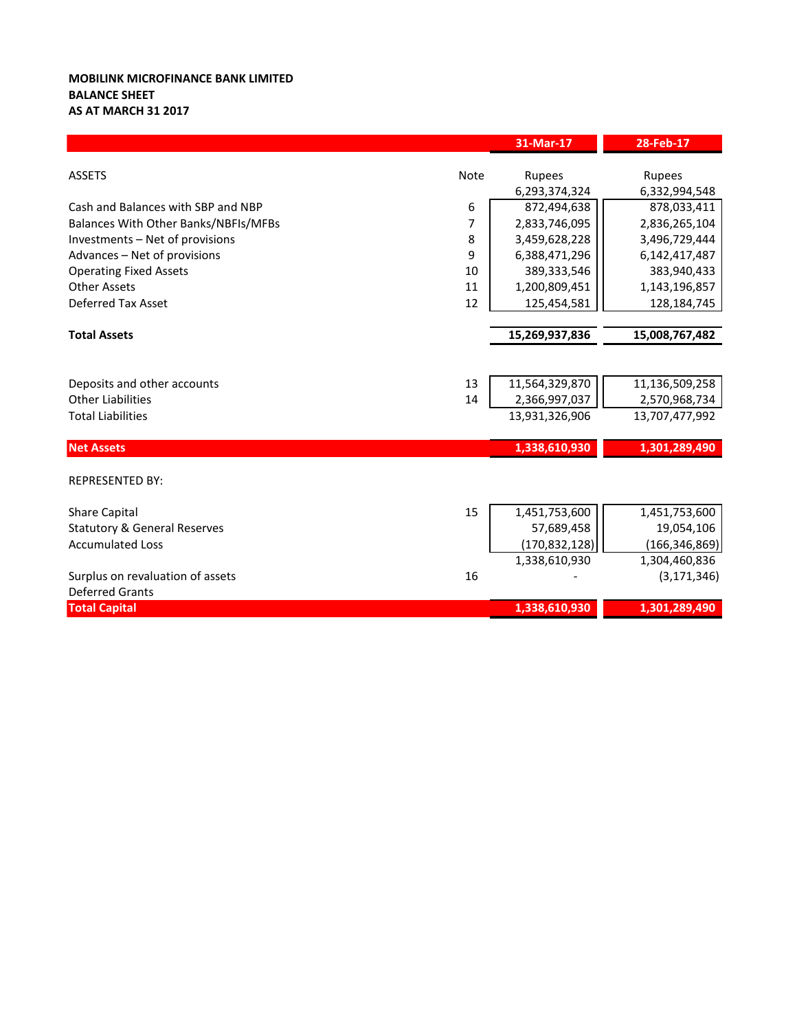**MOBILINK MICROFINANCE BANK LIMITED**
**BALANCE SHEET**
**AS AT MARCH 31 2017**

| | Note | 31-Mar-17 | 28-Feb-17 |
|---|---|---|---|
| ASSETS | | Rupees | Rupees |
| | | 6,293,374,324 | 6,332,994,548 |
| Cash and Balances with SBP and NBP | 6 | 872,494,638 | 878,033,411 |
| Balances With Other Banks/NBFIs/MFBs | 7 | 2,833,746,095 | 2,836,265,104 |
| Investments – Net of provisions | 8 | 3,459,628,228 | 3,496,729,444 |
| Advances – Net of provisions | 9 | 6,388,471,296 | 6,142,417,487 |
| Operating Fixed Assets | 10 | 389,333,546 | 383,940,433 |
| Other Assets | 11 | 1,200,809,451 | 1,143,196,857 |
| Deferred Tax Asset | 12 | 125,454,581 | 128,184,745 |
| **Total Assets** | | **15,269,937,836** | **15,008,767,482** |
| Deposits and other accounts | 13 | 11,564,329,870 | 11,136,509,258 |
| Other Liabilities | 14 | 2,366,997,037 | 2,570,968,734 |
| Total Liabilities | | 13,931,326,906 | 13,707,477,992 |
| **Net Assets** | | **1,338,610,930** | **1,301,289,490** |
| REPRESENTED BY: | | | |
| Share Capital | 15 | 1,451,753,600 | 1,451,753,600 |
| Statutory & General Reserves | | 57,689,458 | 19,054,106 |
| Accumulated Loss | | (170,832,128) | (166,346,869) |
| | | 1,338,610,930 | 1,304,460,836 |
| Surplus on revaluation of assets | 16 | - | (3,171,346) |
| Deferred Grants | | | |
| **Total Capital** | | **1,338,610,930** | **1,301,289,490** |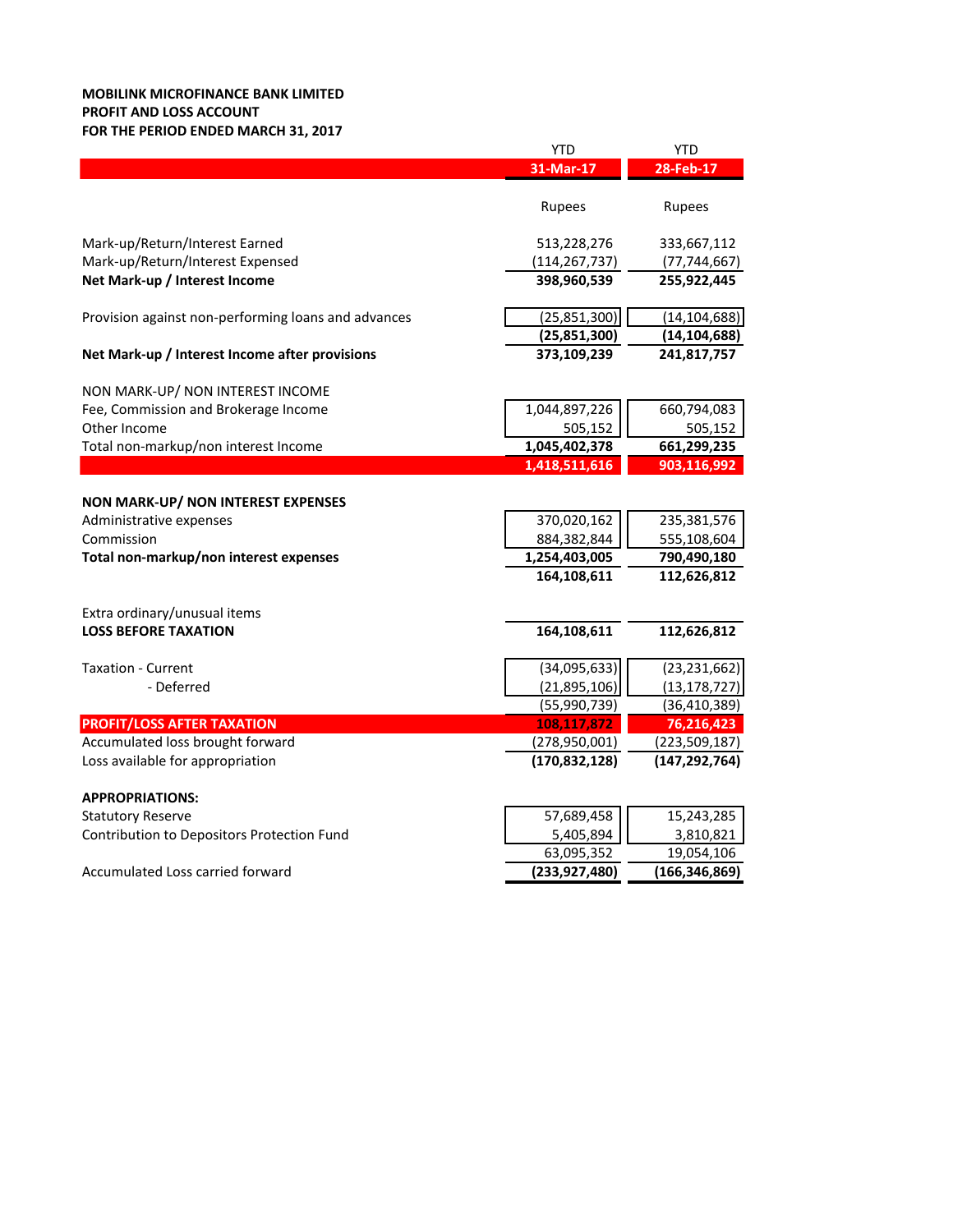**MOBILINK MICROFINANCE BANK LIMITED**
**PROFIT AND LOSS ACCOUNT**
**FOR THE PERIOD ENDED MARCH 31, 2017**

| | YTD | YTD |
|---|---|---|
| | **31-Mar-17** | **28-Feb-17** |
| | Rupees | Rupees |
| Mark-up/Return/Interest Earned | 513,228,276 | 333,667,112 |
| Mark-up/Return/Interest Expensed | (114,267,737) | (77,744,667) |
| **Net Mark-up / Interest Income** | **398,960,539** | **255,922,445** |
| Provision against non-performing loans and advances | (25,851,300) | (14,104,688) |
| | **(25,851,300)** | **(14,104,688)** |
| **Net Mark-up / Interest Income after provisions** | **373,109,239** | **241,817,757** |
| NON MARK-UP/ NON INTEREST INCOME | | |
| Fee, Commission and Brokerage Income | 1,044,897,226 | 660,794,083 |
| Other Income | 505,152 | 505,152 |
| Total non-markup/non interest Income | **1,045,402,378** | **661,299,235** |
| | **1,418,511,616** | **903,116,992** |
| **NON MARK-UP/ NON INTEREST EXPENSES** | | |
| Administrative expenses | 370,020,162 | 235,381,576 |
| Commission | 884,382,844 | 555,108,604 |
| **Total non-markup/non interest expenses** | **1,254,403,005** | **790,490,180** |
| | **164,108,611** | **112,626,812** |
| Extra ordinary/unusual items | | |
| **LOSS BEFORE TAXATION** | **164,108,611** | **112,626,812** |
| Taxation - Current | (34,095,633) | (23,231,662) |
| - Deferred | (21,895,106) | (13,178,727) |
| | (55,990,739) | (36,410,389) |
| **PROFIT/LOSS AFTER TAXATION** | **108,117,872** | **76,216,423** |
| Accumulated loss brought forward | (278,950,001) | (223,509,187) |
| Loss available for appropriation | **(170,832,128)** | **(147,292,764)** |
| **APPROPRIATIONS:** | | |
| Statutory Reserve | 57,689,458 | 15,243,285 |
| Contribution to Depositors Protection Fund | 5,405,894 | 3,810,821 |
| | 63,095,352 | 19,054,106 |
| Accumulated Loss carried forward | **(233,927,480)** | **(166,346,869)** |